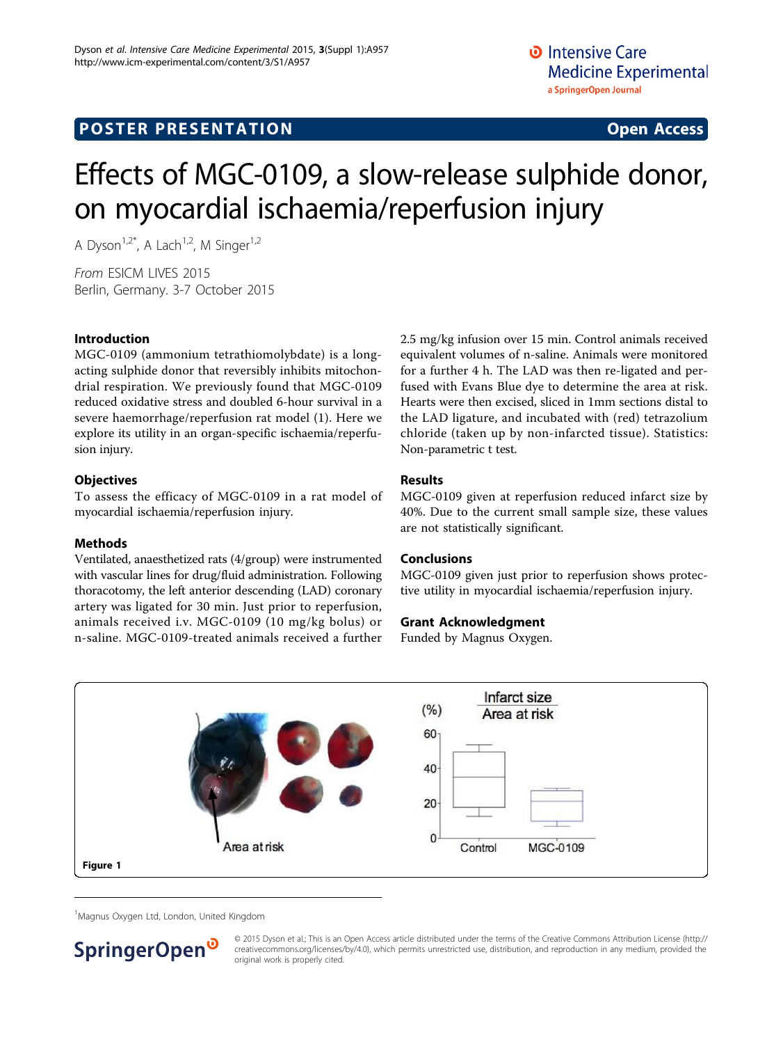POSTER PRESENTATION

Open Access

# Effects of MGC-0109, a slow-release sulphide donor, on myocardial ischaemia/reperfusion injury

A Dyson[1,2*], A Lach[1,2], M Singer[1,2]

*From* ESICM LIVES 2015
Berlin, Germany. 3-7 October 2015

## Introduction

MGC-0109 (ammonium tetrathiomolybdate) is a long-acting sulphide donor that reversibly inhibits mitochondrial respiration. We previously found that MGC-0109 reduced oxidative stress and doubled 6-hour survival in a severe haemorrhage/reperfusion rat model (1). Here we explore its utility in an organ-specific ischaemia/reperfusion injury.

## Objectives

To assess the efficacy of MGC-0109 in a rat model of myocardial ischaemia/reperfusion injury.

## Methods

Ventilated, anaesthetized rats (4/group) were instrumented with vascular lines for drug/fluid administration. Following thoracotomy, the left anterior descending (LAD) coronary artery was ligated for 30 min. Just prior to reperfusion, animals received i.v. MGC-0109 (10 mg/kg bolus) or n-saline. MGC-0109-treated animals received a further 2.5 mg/kg infusion over 15 min. Control animals received equivalent volumes of n-saline. Animals were monitored for a further 4 h. The LAD was then re-ligated and perfused with Evans Blue dye to determine the area at risk. Hearts were then excised, sliced in 1mm sections distal to the LAD ligature, and incubated with (red) tetrazolium chloride (taken up by non-infarcted tissue). Statistics: Non-parametric t test.

## Results

MGC-0109 given at reperfusion reduced infarct size by 40%. Due to the current small sample size, these values are not statistically significant.

## Conclusions

MGC-0109 given just prior to reperfusion shows protective utility in myocardial ischaemia/reperfusion injury.

## Grant Acknowledgment

Funded by Magnus Oxygen.

Figure 1

[1]Magnus Oxygen Ltd, London, United Kingdom

© 2015 Dyson et al.; This is an Open Access article distributed under the terms of the Creative Commons Attribution License (http://creativecommons.org/licenses/by/4.0), which permits unrestricted use, distribution, and reproduction in any medium, provided the original work is properly cited.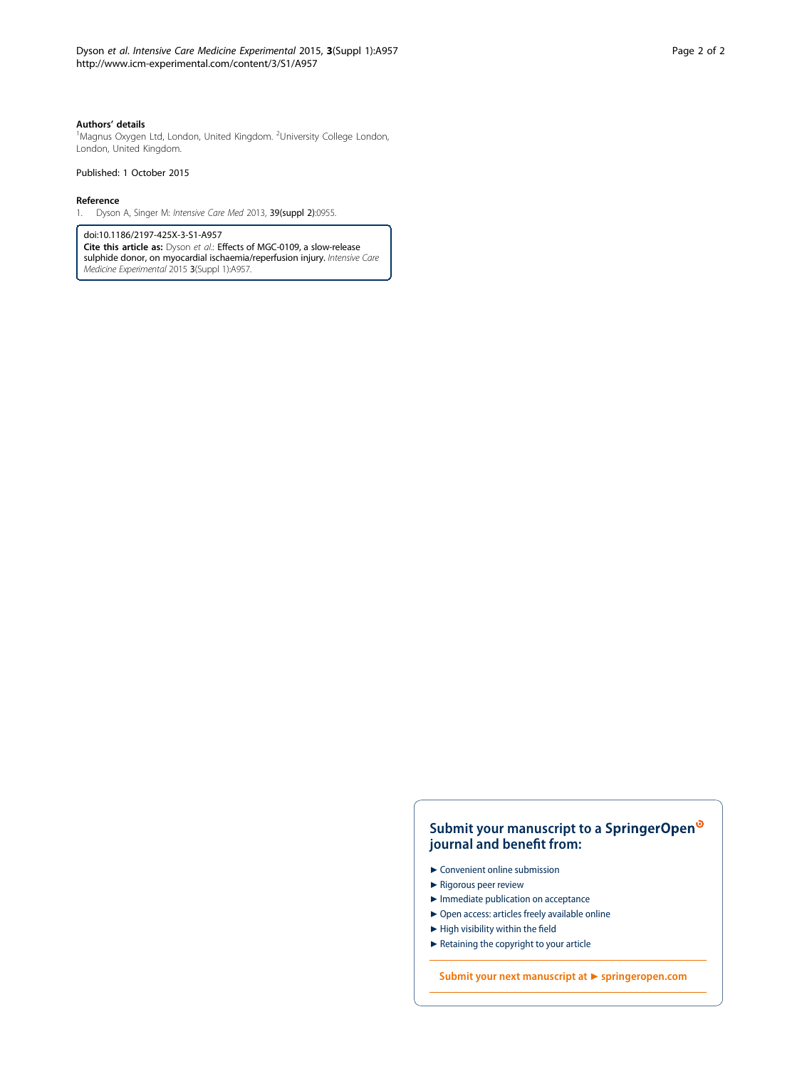### Authors' details

[1]Magnus Oxygen Ltd, London, United Kingdom. [2]University College London, London, United Kingdom.

Published: 1 October 2015

### Reference

1. Dyson A, Singer M: *Intensive Care Med* 2013, **39(suppl 2)**:0955.

doi:10.1186/2197-425X-3-S1-A957
**Cite this article as:** Dyson *et al.*: Effects of MGC-0109, a slow-release sulphide donor, on myocardial ischaemia/reperfusion injury. *Intensive Care Medicine Experimental* 2015 **3**(Suppl 1):A957.

**Submit your manuscript to a SpringerOpen journal and benefit from:**

- ► Convenient online submission
- ► Rigorous peer review
- ► Immediate publication on acceptance
- ► Open access: articles freely available online
- ► High visibility within the field
- ► Retaining the copyright to your article

**Submit your next manuscript at ► springeropen.com**